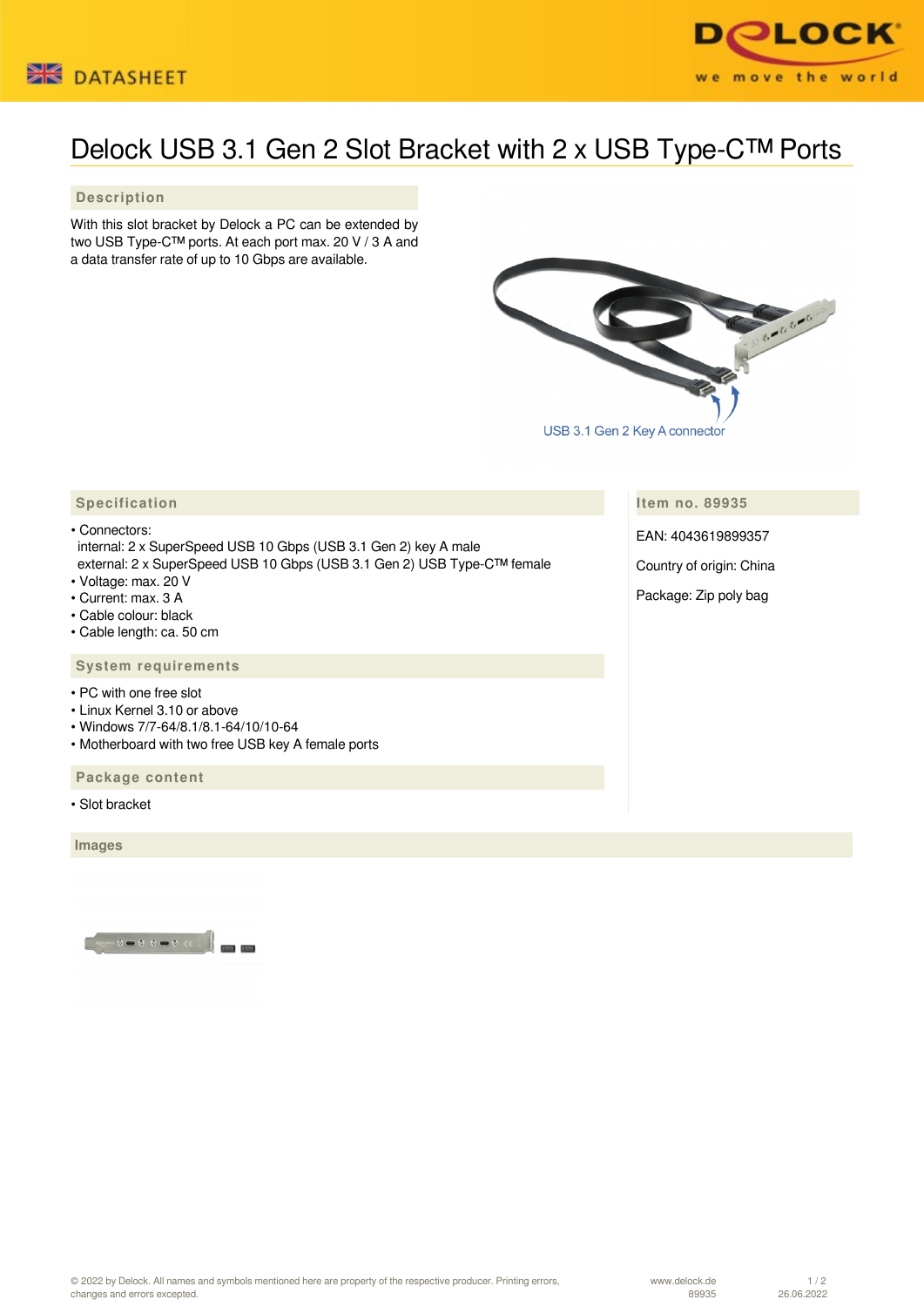# Delock USB 3.1 Gen 2 Slot Bracket with 2 x USB Type-C™ Ports

## Description

With this slot bracket by Delock a PC can be extended by two USB Type-C™ ports. At each port max. 20 V / 3 A and a data transfer rate of up to 10 Gbps are available.

USB 3.1 Gen 2 Key A connector

## Specification

- Connectors:
  internal: 2 x SuperSpeed USB 10 Gbps (USB 3.1 Gen 2) key A male
  external: 2 x SuperSpeed USB 10 Gbps (USB 3.1 Gen 2) USB Type-C™ female
- Voltage: max. 20 V
- Current: max. 3 A
- Cable colour: black
- Cable length: ca. 50 cm

## Item no. 89935

EAN: 4043619899357

Country of origin: China

Package: Zip poly bag

## System requirements

- PC with one free slot
- Linux Kernel 3.10 or above
- Windows 7/7-64/8.1/8.1-64/10/10-64
- Motherboard with two free USB key A female ports

## Package content

- Slot bracket

## Images

© 2022 by Delock. All names and symbols mentioned here are property of the respective producer. Printing errors, changes and errors excepted.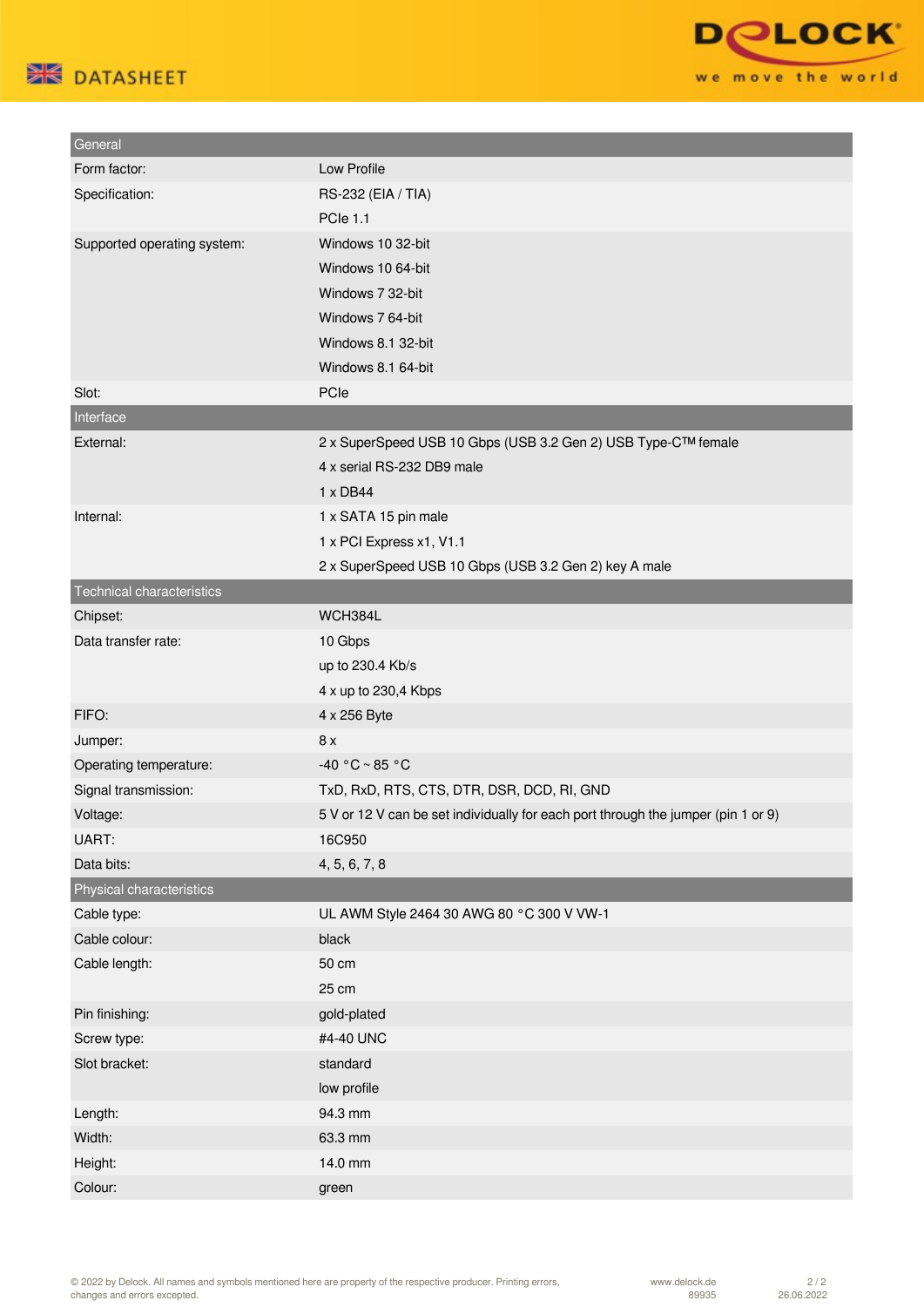| | |
|---|---|
| **General** | |
| Form factor: | Low Profile |
| Specification: | RS-232 (EIA / TIA) |
| | PCIe 1.1 |
| Supported operating system: | Windows 10 32-bit |
| | Windows 10 64-bit |
| | Windows 7 32-bit |
| | Windows 7 64-bit |
| | Windows 8.1 32-bit |
| | Windows 8.1 64-bit |
| Slot: | PCIe |
| **Interface** | |
| External: | 2 x SuperSpeed USB 10 Gbps (USB 3.2 Gen 2) USB Type-C™ female |
| | 4 x serial RS-232 DB9 male |
| | 1 x DB44 |
| Internal: | 1 x SATA 15 pin male |
| | 1 x PCI Express x1, V1.1 |
| | 2 x SuperSpeed USB 10 Gbps (USB 3.2 Gen 2) key A male |
| **Technical characteristics** | |
| Chipset: | WCH384L |
| Data transfer rate: | 10 Gbps |
| | up to 230.4 Kb/s |
| | 4 x up to 230,4 Kbps |
| FIFO: | 4 x 256 Byte |
| Jumper: | 8 x |
| Operating temperature: | -40 °C ~ 85 °C |
| Signal transmission: | TxD, RxD, RTS, CTS, DTR, DSR, DCD, RI, GND |
| Voltage: | 5 V or 12 V can be set individually for each port through the jumper (pin 1 or 9) |
| UART: | 16C950 |
| Data bits: | 4, 5, 6, 7, 8 |
| **Physical characteristics** | |
| Cable type: | UL AWM Style 2464 30 AWG 80 °C 300 V VW-1 |
| Cable colour: | black |
| Cable length: | 50 cm |
| | 25 cm |
| Pin finishing: | gold-plated |
| Screw type: | #4-40 UNC |
| Slot bracket: | standard |
| | low profile |
| Length: | 94.3 mm |
| Width: | 63.3 mm |
| Height: | 14.0 mm |
| Colour: | green |

© 2022 by Delock. All names and symbols mentioned here are property of the respective producer. Printing errors, changes and errors excepted.